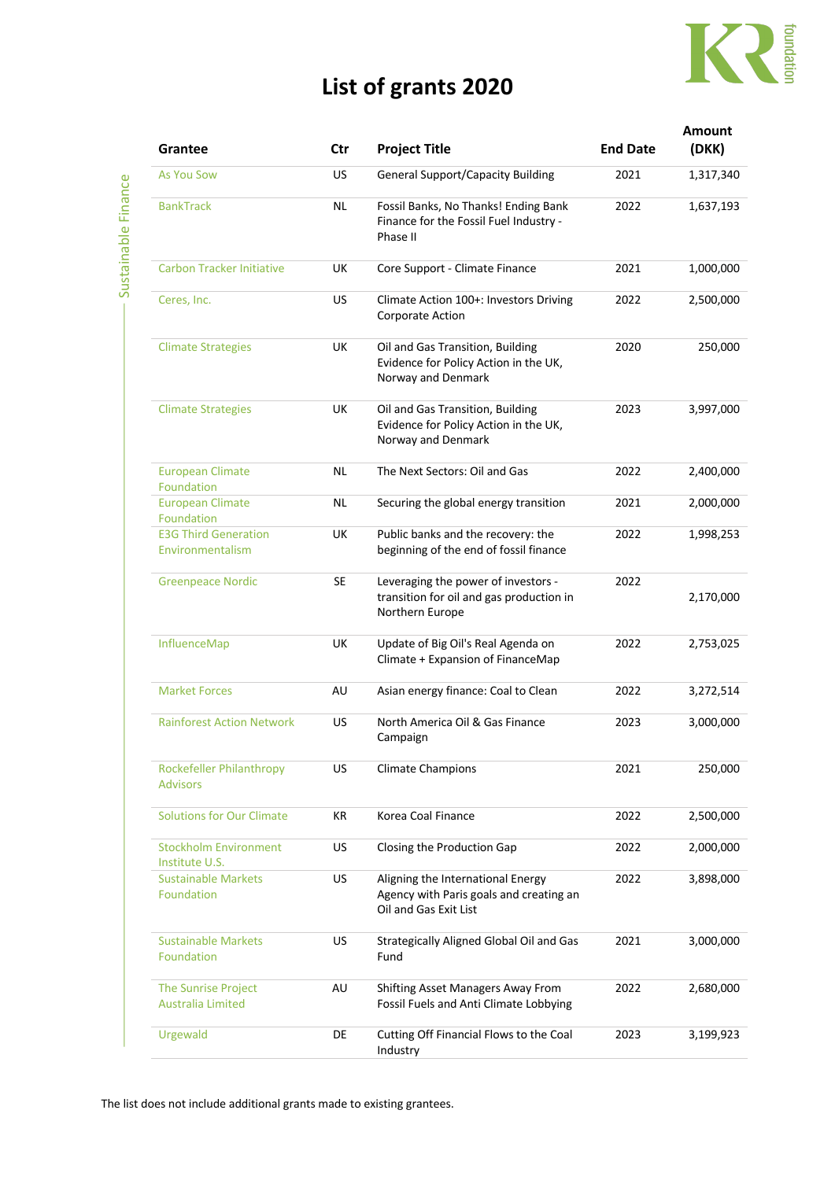# List of grants 2020

Sustainable Finance

| Grantee | Ctr | Project Title | End Date | Amount (DKK) |
|---|---|---|---|---|
| As You Sow | US | General Support/Capacity Building | 2021 | 1,317,340 |
| BankTrack | NL | Fossil Banks, No Thanks! Ending Bank Finance for the Fossil Fuel Industry - Phase II | 2022 | 1,637,193 |
| Carbon Tracker Initiative | UK | Core Support - Climate Finance | 2021 | 1,000,000 |
| Ceres, Inc. | US | Climate Action 100+: Investors Driving Corporate Action | 2022 | 2,500,000 |
| Climate Strategies | UK | Oil and Gas Transition, Building Evidence for Policy Action in the UK, Norway and Denmark | 2020 | 250,000 |
| Climate Strategies | UK | Oil and Gas Transition, Building Evidence for Policy Action in the UK, Norway and Denmark | 2023 | 3,997,000 |
| European Climate Foundation | NL | The Next Sectors: Oil and Gas | 2022 | 2,400,000 |
| European Climate Foundation | NL | Securing the global energy transition | 2021 | 2,000,000 |
| E3G Third Generation Environmentalism | UK | Public banks and the recovery: the beginning of the end of fossil finance | 2022 | 1,998,253 |
| Greenpeace Nordic | SE | Leveraging the power of investors - transition for oil and gas production in Northern Europe | 2022 | 2,170,000 |
| InfluenceMap | UK | Update of Big Oil's Real Agenda on Climate + Expansion of FinanceMap | 2022 | 2,753,025 |
| Market Forces | AU | Asian energy finance: Coal to Clean | 2022 | 3,272,514 |
| Rainforest Action Network | US | North America Oil & Gas Finance Campaign | 2023 | 3,000,000 |
| Rockefeller Philanthropy Advisors | US | Climate Champions | 2021 | 250,000 |
| Solutions for Our Climate | KR | Korea Coal Finance | 2022 | 2,500,000 |
| Stockholm Environment Institute U.S. | US | Closing the Production Gap | 2022 | 2,000,000 |
| Sustainable Markets Foundation | US | Aligning the International Energy Agency with Paris goals and creating an Oil and Gas Exit List | 2022 | 3,898,000 |
| Sustainable Markets Foundation | US | Strategically Aligned Global Oil and Gas Fund | 2021 | 3,000,000 |
| The Sunrise Project Australia Limited | AU | Shifting Asset Managers Away From Fossil Fuels and Anti Climate Lobbying | 2022 | 2,680,000 |
| Urgewald | DE | Cutting Off Financial Flows to the Coal Industry | 2023 | 3,199,923 |

The list does not include additional grants made to existing grantees.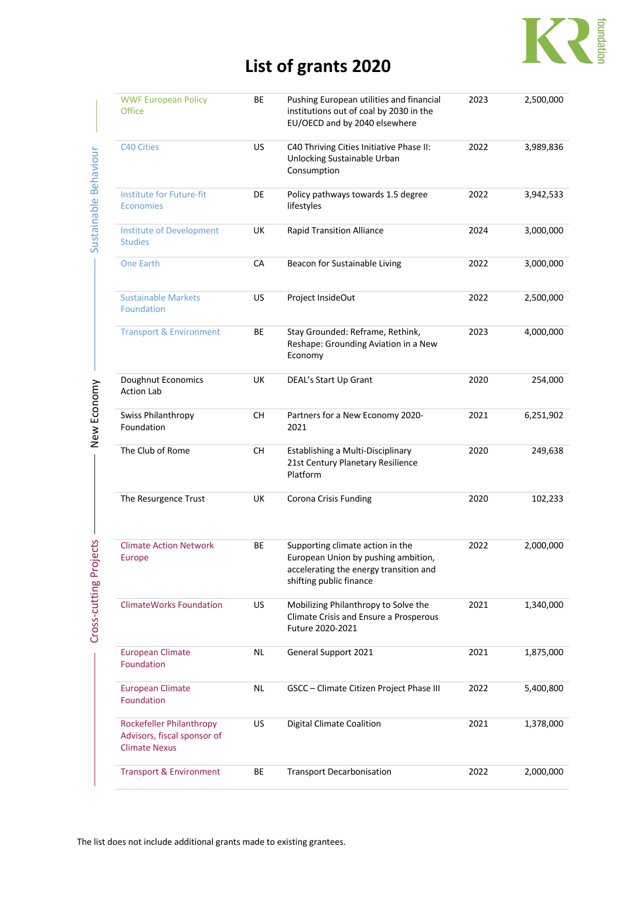# List of grants 2020

| | | | | | |
|---|---|---|---|---|---|
| Sustainable Behaviour | WWF European Policy Office | BE | Pushing European utilities and financial institutions out of coal by 2030 in the EU/OECD and by 2040 elsewhere | 2023 | 2,500,000 |
| | C40 Cities | US | C40 Thriving Cities Initiative Phase II: Unlocking Sustainable Urban Consumption | 2022 | 3,989,836 |
| | Institute for Future-fit Economies | DE | Policy pathways towards 1.5 degree lifestyles | 2022 | 3,942,533 |
| | Institute of Development Studies | UK | Rapid Transition Alliance | 2024 | 3,000,000 |
| | One Earth | CA | Beacon for Sustainable Living | 2022 | 3,000,000 |
| | Sustainable Markets Foundation | US | Project InsideOut | 2022 | 2,500,000 |
| | Transport & Environment | BE | Stay Grounded: Reframe, Rethink, Reshape: Grounding Aviation in a New Economy | 2023 | 4,000,000 |
| New Economy | Doughnut Economics Action Lab | UK | DEAL's Start Up Grant | 2020 | 254,000 |
| | Swiss Philanthropy Foundation | CH | Partners for a New Economy 2020-2021 | 2021 | 6,251,902 |
| | The Club of Rome | CH | Establishing a Multi-Disciplinary 21st Century Planetary Resilience Platform | 2020 | 249,638 |
| | The Resurgence Trust | UK | Corona Crisis Funding | 2020 | 102,233 |
| Cross-cutting Projects | Climate Action Network Europe | BE | Supporting climate action in the European Union by pushing ambition, accelerating the energy transition and shifting public finance | 2022 | 2,000,000 |
| | ClimateWorks Foundation | US | Mobilizing Philanthropy to Solve the Climate Crisis and Ensure a Prosperous Future 2020-2021 | 2021 | 1,340,000 |
| | European Climate Foundation | NL | General Support 2021 | 2021 | 1,875,000 |
| | European Climate Foundation | NL | GSCC – Climate Citizen Project Phase III | 2022 | 5,400,800 |
| | Rockefeller Philanthropy Advisors, fiscal sponsor of Climate Nexus | US | Digital Climate Coalition | 2021 | 1,378,000 |
| | Transport & Environment | BE | Transport Decarbonisation | 2022 | 2,000,000 |

The list does not include additional grants made to existing grantees.